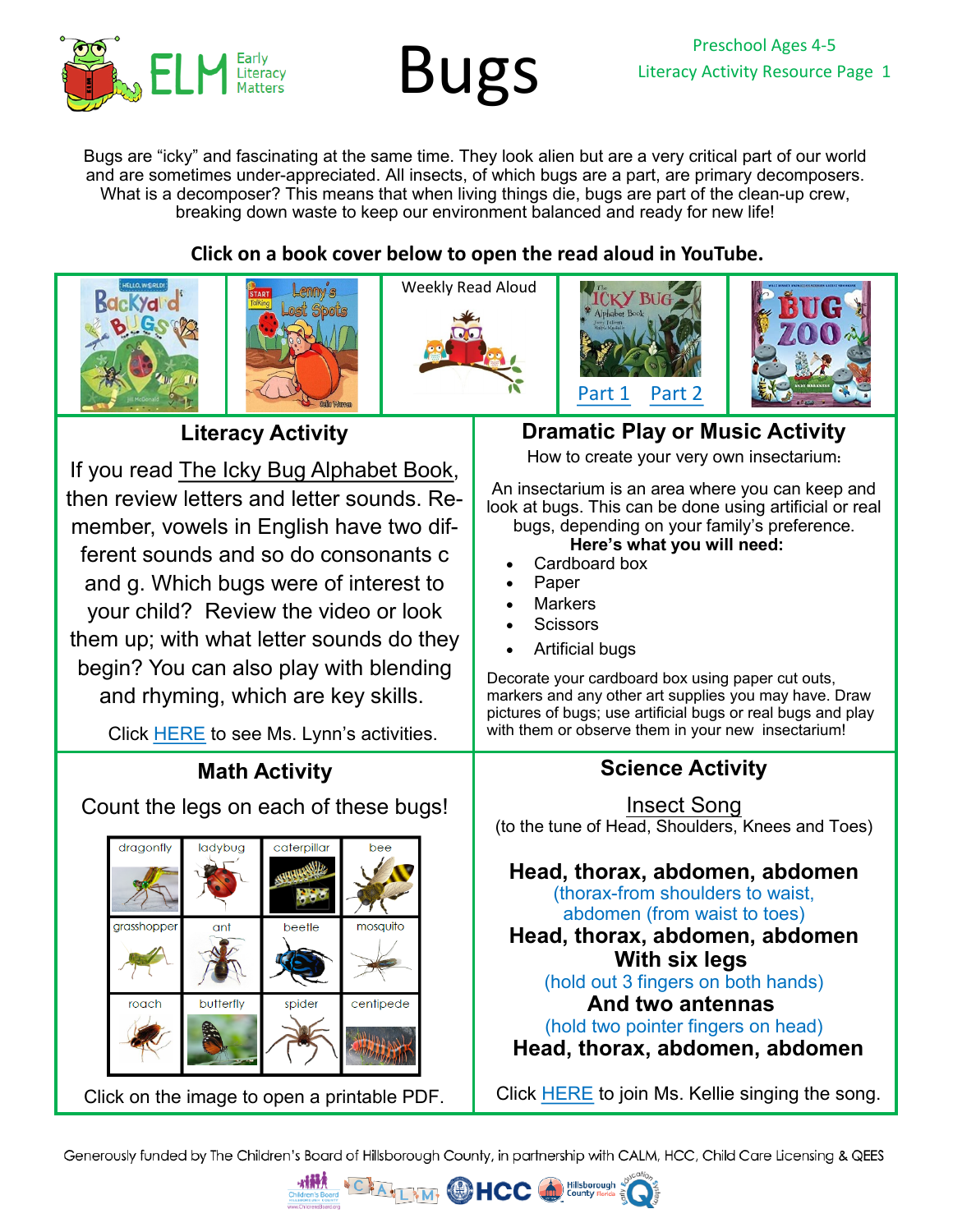# Bugs

Preschool Ages 4-5
Literacy Activity Resource Page 1

Bugs are "icky" and fascinating at the same time. They look alien but are a very critical part of our world and are sometimes under-appreciated. All insects, of which bugs are a part, are primary decomposers. What is a decomposer? This means that when living things die, bugs are part of the clean-up crew, breaking down waste to keep our environment balanced and ready for new life!

**Click on a book cover below to open the read aloud in YouTube.**

Weekly Read Aloud

Part 1 Part 2

## Literacy Activity

If you read The Icky Bug Alphabet Book, then review letters and letter sounds. Remember, vowels in English have two different sounds and so do consonants c and g. Which bugs were of interest to your child? Review the video or look them up; with what letter sounds do they begin? You can also play with blending and rhyming, which are key skills.

Click HERE to see Ms. Lynn's activities.

## Dramatic Play or Music Activity

How to create your very own insectarium:

An insectarium is an area where you can keep and look at bugs. This can be done using artificial or real bugs, depending on your family's preference.

**Here's what you will need:**

- Cardboard box
- Paper
- Markers
- Scissors
- Artificial bugs

Decorate your cardboard box using paper cut outs, markers and any other art supplies you may have. Draw pictures of bugs; use artificial bugs or real bugs and play with them or observe them in your new insectarium!

## Math Activity

Count the legs on each of these bugs!

| dragonfly | ladybug | caterpillar | bee |
|---|---|---|---|
| grasshopper | ant | beetle | mosquito |
| roach | butterfly | spider | centipede |

Click on the image to open a printable PDF.

## Science Activity

Insect Song
(to the tune of Head, Shoulders, Knees and Toes)

**Head, thorax, abdomen, abdomen**
(thorax-from shoulders to waist, abdomen (from waist to toes)
**Head, thorax, abdomen, abdomen**
**With six legs**
(hold out 3 fingers on both hands)
**And two antennas**
(hold two pointer fingers on head)
**Head, thorax, abdomen, abdomen**

Click HERE to join Ms. Kellie singing the song.

Generously funded by The Children's Board of Hillsborough County, in partnership with CALM, HCC, Child Care Licensing & QEES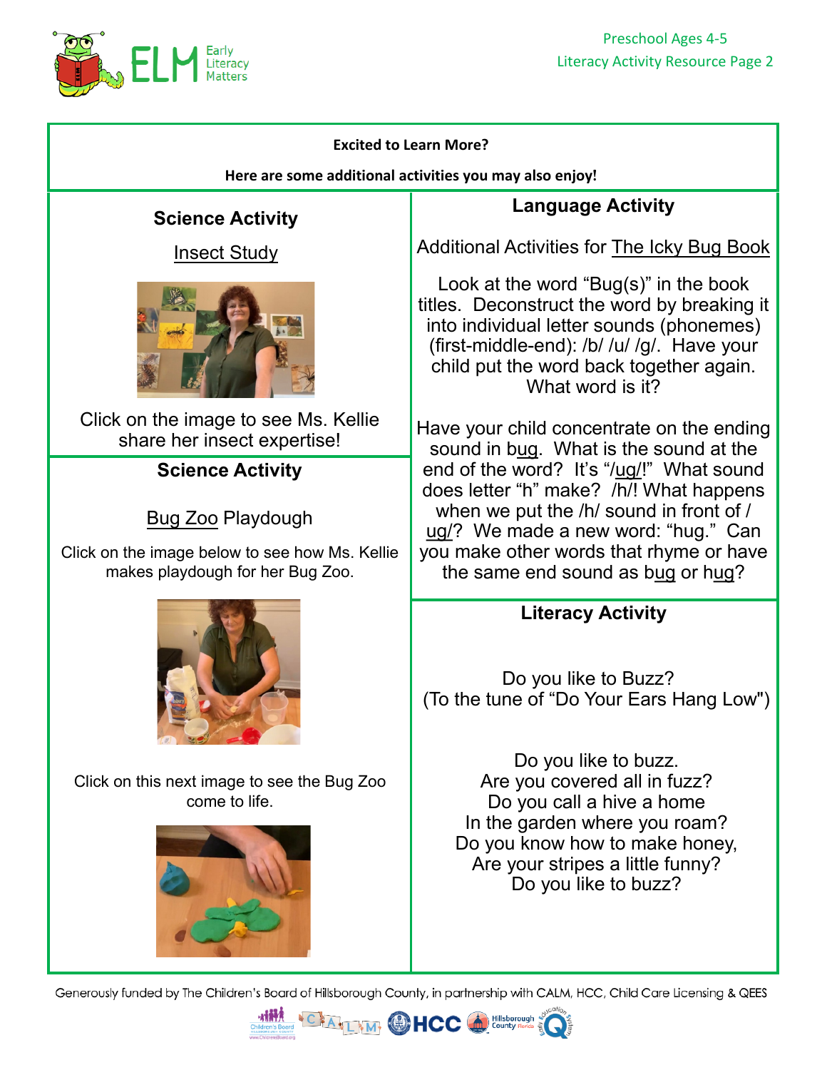Preschool Ages 4-5
Literacy Activity Resource Page 2

**Excited to Learn More?**

**Here are some additional activities you may also enjoy!**

### Science Activity

Insect Study

Click on the image to see Ms. Kellie share her insect expertise!

### Science Activity

Bug Zoo Playdough

Click on the image below to see how Ms. Kellie makes playdough for her Bug Zoo.

Click on this next image to see the Bug Zoo come to life.

### Language Activity

Additional Activities for The Icky Bug Book

Look at the word "Bug(s)" in the book titles. Deconstruct the word by breaking it into individual letter sounds (phonemes) (first-middle-end): /b/ /u/ /g/. Have your child put the word back together again. What word is it?

Have your child concentrate on the ending sound in bug. What is the sound at the end of the word? It's "/ug/!" What sound does letter "h" make? /h/! What happens when we put the /h/ sound in front of /ug/? We made a new word: "hug." Can you make other words that rhyme or have the same end sound as bug or hug?

### Literacy Activity

Do you like to Buzz?
(To the tune of "Do Your Ears Hang Low")

Do you like to buzz.
Are you covered all in fuzz?
Do you call a hive a home
In the garden where you roam?
Do you know how to make honey,
Are your stripes a little funny?
Do you like to buzz?

Generously funded by The Children's Board of Hillsborough County, in partnership with CALM, HCC, Child Care Licensing & QEES